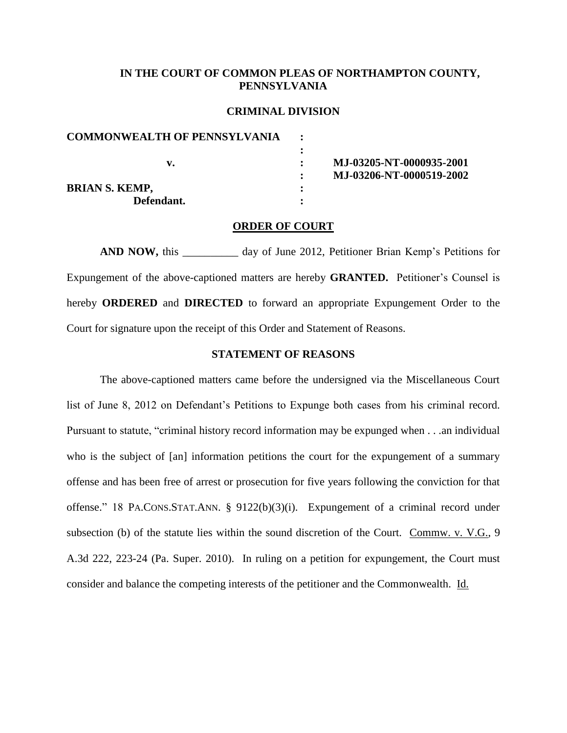**IN THE COURT OF COMMON PLEAS OF NORTHAMPTON COUNTY, PENNSYLVANIA**

**CRIMINAL DIVISION**

| | | |
|---|---|---|
| **COMMONWEALTH OF PENNSYLVANIA** | **:** | |
| | **:** | |
| **v.** | **:** | **MJ-03205-NT-0000935-2001** |
| | **:** | **MJ-03206-NT-0000519-2002** |
| **BRIAN S. KEMP,** | **:** | |
| **Defendant.** | **:** | |

**ORDER OF COURT**

**AND NOW,** this __________ day of June 2012, Petitioner Brian Kemp's Petitions for Expungement of the above-captioned matters are hereby **GRANTED.** Petitioner's Counsel is hereby **ORDERED** and **DIRECTED** to forward an appropriate Expungement Order to the Court for signature upon the receipt of this Order and Statement of Reasons.

**STATEMENT OF REASONS**

The above-captioned matters came before the undersigned via the Miscellaneous Court list of June 8, 2012 on Defendant's Petitions to Expunge both cases from his criminal record. Pursuant to statute, "criminal history record information may be expunged when . . .an individual who is the subject of [an] information petitions the court for the expungement of a summary offense and has been free of arrest or prosecution for five years following the conviction for that offense." 18 PA.CONS.STAT.ANN. § 9122(b)(3)(i). Expungement of a criminal record under subsection (b) of the statute lies within the sound discretion of the Court. Commw. v. V.G., 9 A.3d 222, 223-24 (Pa. Super. 2010). In ruling on a petition for expungement, the Court must consider and balance the competing interests of the petitioner and the Commonwealth. Id.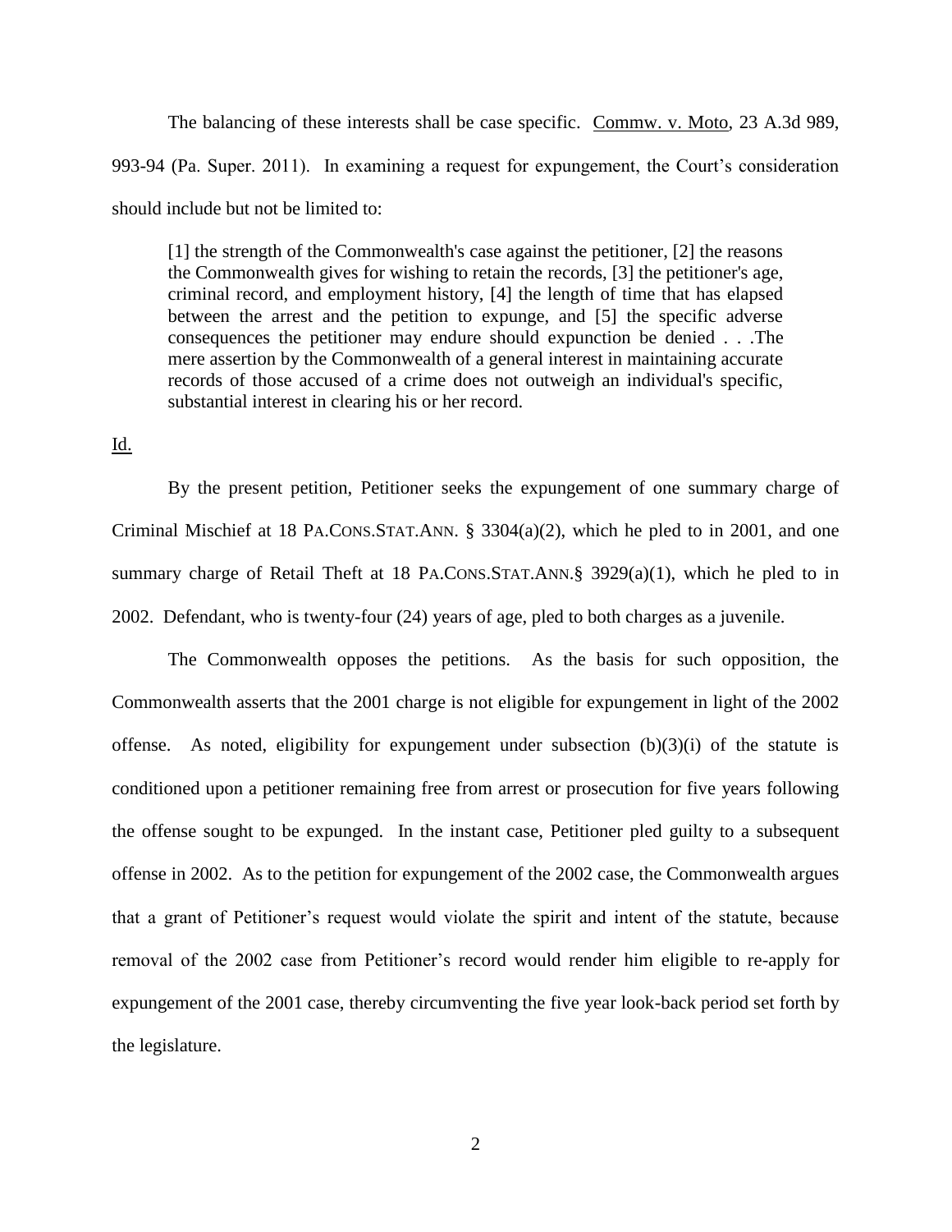The balancing of these interests shall be case specific. Commw. v. Moto, 23 A.3d 989, 993-94 (Pa. Super. 2011). In examining a request for expungement, the Court's consideration should include but not be limited to:

> [1] the strength of the Commonwealth's case against the petitioner, [2] the reasons the Commonwealth gives for wishing to retain the records, [3] the petitioner's age, criminal record, and employment history, [4] the length of time that has elapsed between the arrest and the petition to expunge, and [5] the specific adverse consequences the petitioner may endure should expunction be denied . . .The mere assertion by the Commonwealth of a general interest in maintaining accurate records of those accused of a crime does not outweigh an individual's specific, substantial interest in clearing his or her record.

Id.

By the present petition, Petitioner seeks the expungement of one summary charge of Criminal Mischief at 18 PA.CONS.STAT.ANN. § 3304(a)(2), which he pled to in 2001, and one summary charge of Retail Theft at 18 PA.CONS.STAT.ANN.§ 3929(a)(1), which he pled to in 2002. Defendant, who is twenty-four (24) years of age, pled to both charges as a juvenile.

The Commonwealth opposes the petitions. As the basis for such opposition, the Commonwealth asserts that the 2001 charge is not eligible for expungement in light of the 2002 offense. As noted, eligibility for expungement under subsection (b)(3)(i) of the statute is conditioned upon a petitioner remaining free from arrest or prosecution for five years following the offense sought to be expunged. In the instant case, Petitioner pled guilty to a subsequent offense in 2002. As to the petition for expungement of the 2002 case, the Commonwealth argues that a grant of Petitioner's request would violate the spirit and intent of the statute, because removal of the 2002 case from Petitioner's record would render him eligible to re-apply for expungement of the 2001 case, thereby circumventing the five year look-back period set forth by the legislature.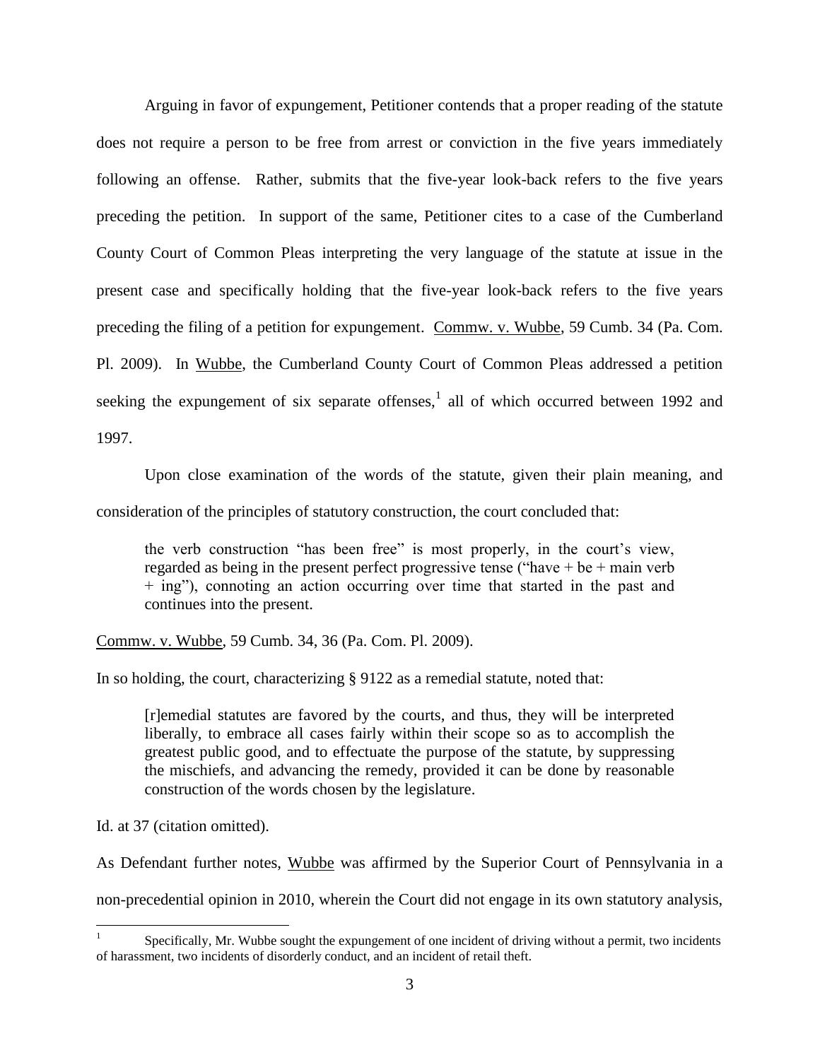Arguing in favor of expungement, Petitioner contends that a proper reading of the statute does not require a person to be free from arrest or conviction in the five years immediately following an offense. Rather, submits that the five-year look-back refers to the five years preceding the petition. In support of the same, Petitioner cites to a case of the Cumberland County Court of Common Pleas interpreting the very language of the statute at issue in the present case and specifically holding that the five-year look-back refers to the five years preceding the filing of a petition for expungement. Commw. v. Wubbe, 59 Cumb. 34 (Pa. Com. Pl. 2009). In Wubbe, the Cumberland County Court of Common Pleas addressed a petition seeking the expungement of six separate offenses,[1] all of which occurred between 1992 and 1997.

Upon close examination of the words of the statute, given their plain meaning, and consideration of the principles of statutory construction, the court concluded that:

> the verb construction "has been free" is most properly, in the court's view, regarded as being in the present perfect progressive tense ("have + be + main verb + ing"), connoting an action occurring over time that started in the past and continues into the present.

Commw. v. Wubbe, 59 Cumb. 34, 36 (Pa. Com. Pl. 2009).

In so holding, the court, characterizing § 9122 as a remedial statute, noted that:

> [r]emedial statutes are favored by the courts, and thus, they will be interpreted liberally, to embrace all cases fairly within their scope so as to accomplish the greatest public good, and to effectuate the purpose of the statute, by suppressing the mischiefs, and advancing the remedy, provided it can be done by reasonable construction of the words chosen by the legislature.

Id. at 37 (citation omitted).

As Defendant further notes, Wubbe was affirmed by the Superior Court of Pennsylvania in a non-precedential opinion in 2010, wherein the Court did not engage in its own statutory analysis,

---

[1] Specifically, Mr. Wubbe sought the expungement of one incident of driving without a permit, two incidents of harassment, two incidents of disorderly conduct, and an incident of retail theft.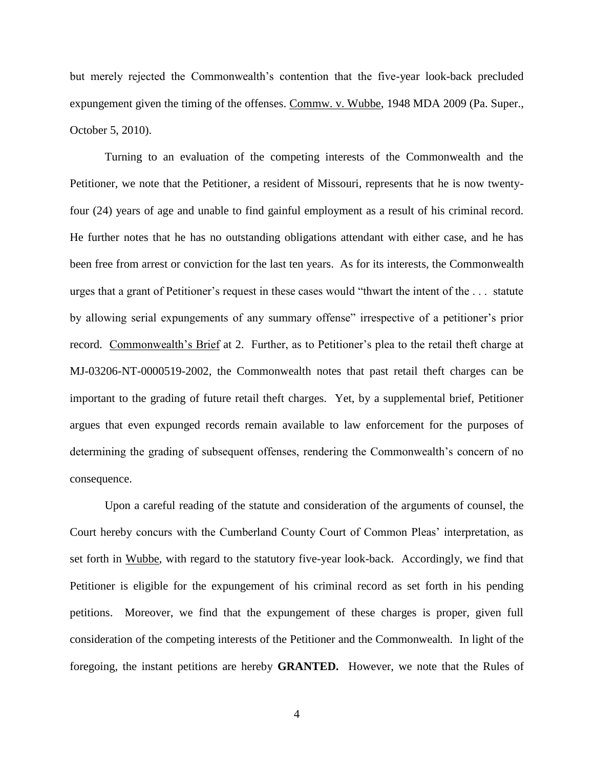but merely rejected the Commonwealth's contention that the five-year look-back precluded expungement given the timing of the offenses. Commw. v. Wubbe, 1948 MDA 2009 (Pa. Super., October 5, 2010).

Turning to an evaluation of the competing interests of the Commonwealth and the Petitioner, we note that the Petitioner, a resident of Missouri, represents that he is now twenty-four (24) years of age and unable to find gainful employment as a result of his criminal record. He further notes that he has no outstanding obligations attendant with either case, and he has been free from arrest or conviction for the last ten years. As for its interests, the Commonwealth urges that a grant of Petitioner's request in these cases would "thwart the intent of the . . . statute by allowing serial expungements of any summary offense" irrespective of a petitioner's prior record. Commonwealth's Brief at 2. Further, as to Petitioner's plea to the retail theft charge at MJ-03206-NT-0000519-2002, the Commonwealth notes that past retail theft charges can be important to the grading of future retail theft charges. Yet, by a supplemental brief, Petitioner argues that even expunged records remain available to law enforcement for the purposes of determining the grading of subsequent offenses, rendering the Commonwealth's concern of no consequence.

Upon a careful reading of the statute and consideration of the arguments of counsel, the Court hereby concurs with the Cumberland County Court of Common Pleas' interpretation, as set forth in Wubbe, with regard to the statutory five-year look-back. Accordingly, we find that Petitioner is eligible for the expungement of his criminal record as set forth in his pending petitions. Moreover, we find that the expungement of these charges is proper, given full consideration of the competing interests of the Petitioner and the Commonwealth. In light of the foregoing, the instant petitions are hereby **GRANTED.** However, we note that the Rules of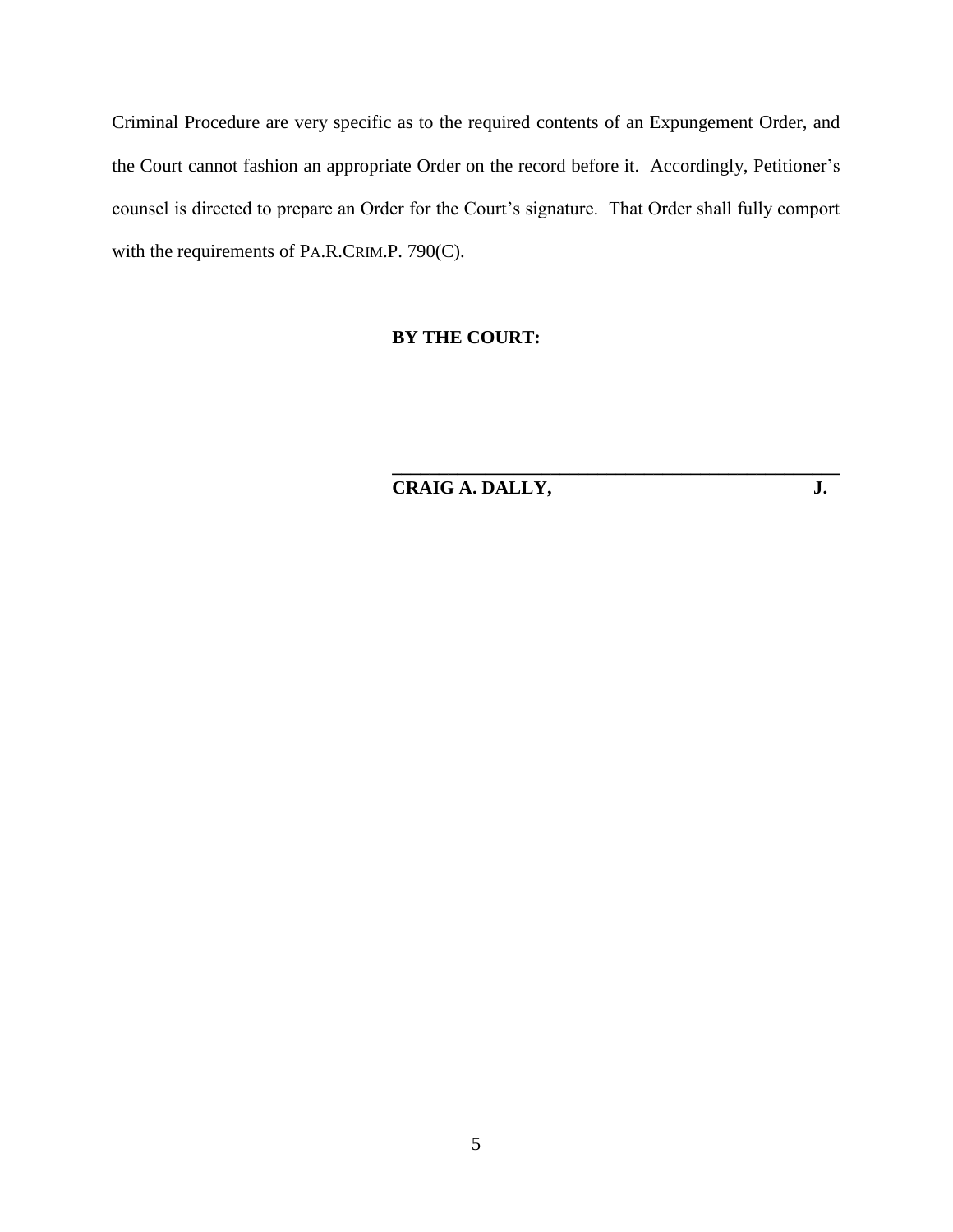Criminal Procedure are very specific as to the required contents of an Expungement Order, and the Court cannot fashion an appropriate Order on the record before it. Accordingly, Petitioner's counsel is directed to prepare an Order for the Court's signature. That Order shall fully comport with the requirements of PA.R.CRIM.P. 790(C).

**BY THE COURT:**

\_\_\_\_\_\_\_\_\_\_\_\_\_\_\_\_\_\_\_\_\_\_\_\_\_\_\_\_\_\_\_\_\_\_\_\_\_\_\_\_

**CRAIG A. DALLY, J.**